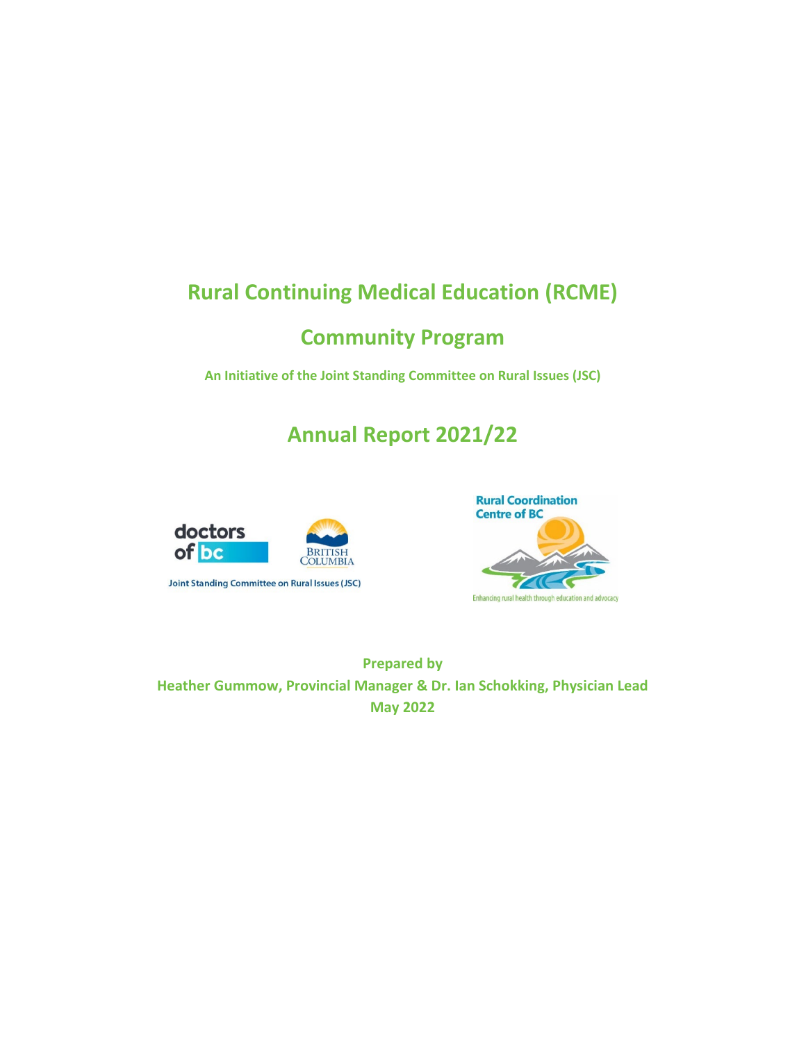# Rural Continuing Medical Education (RCME)

## Community Program

**An Initiative of the Joint Standing Committee on Rural Issues (JSC)**

## Annual Report 2021/22

Joint Standing Committee on Rural Issues (JSC)

Rural Coordination Centre of BC

Enhancing rural health through education and advocacy

**Prepared by**
**Heather Gummow, Provincial Manager & Dr. Ian Schokking, Physician Lead**
**May 2022**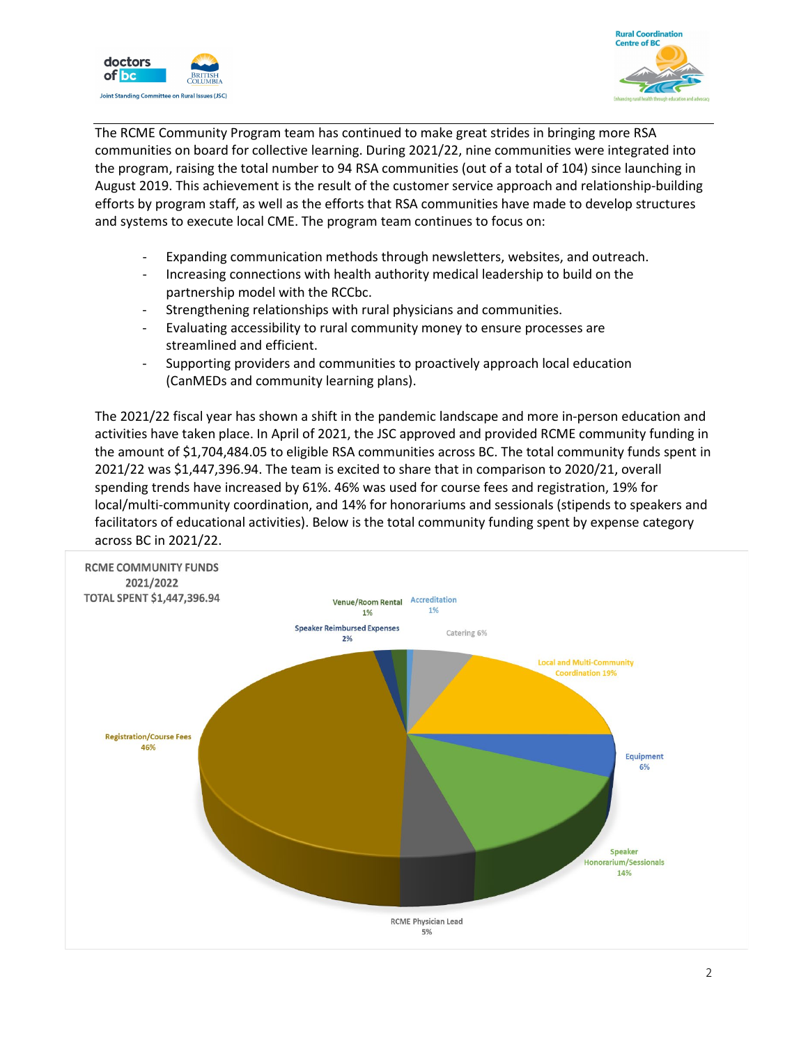The RCME Community Program team has continued to make great strides in bringing more RSA communities on board for collective learning. During 2021/22, nine communities were integrated into the program, raising the total number to 94 RSA communities (out of a total of 104) since launching in August 2019. This achievement is the result of the customer service approach and relationship-building efforts by program staff, as well as the efforts that RSA communities have made to develop structures and systems to execute local CME. The program team continues to focus on:

- Expanding communication methods through newsletters, websites, and outreach.
- Increasing connections with health authority medical leadership to build on the partnership model with the RCCbc.
- Strengthening relationships with rural physicians and communities.
- Evaluating accessibility to rural community money to ensure processes are streamlined and efficient.
- Supporting providers and communities to proactively approach local education (CanMEDs and community learning plans).

The 2021/22 fiscal year has shown a shift in the pandemic landscape and more in-person education and activities have taken place. In April of 2021, the JSC approved and provided RCME community funding in the amount of $1,704,484.05 to eligible RSA communities across BC. The total community funds spent in 2021/22 was $1,447,396.94. The team is excited to share that in comparison to 2020/21, overall spending trends have increased by 61%. 46% was used for course fees and registration, 19% for local/multi-community coordination, and 14% for honorariums and sessionals (stipends to speakers and facilitators of educational activities). Below is the total community funding spent by expense category across BC in 2021/22.

**RCME COMMUNITY FUNDS 2021/2022**
**TOTAL SPENT $1,447,396.94**

| Expense Category | Percentage |
| --- | --- |
| Registration/Course Fees | 46% |
| Local and Multi-Community Coordination | 19% |
| Speaker Honorarium/Sessionals | 14% |
| Catering | 6% |
| Equipment | 6% |
| RCME Physician Lead | 5% |
| Speaker Reimbursed Expenses | 2% |
| Venue/Room Rental | 1% |
| Accreditation | 1% |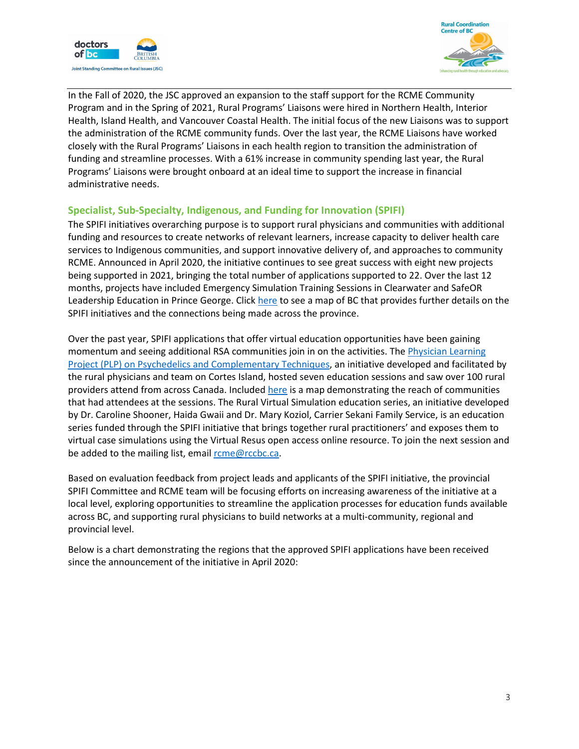In the Fall of 2020, the JSC approved an expansion to the staff support for the RCME Community Program and in the Spring of 2021, Rural Programs' Liaisons were hired in Northern Health, Interior Health, Island Health, and Vancouver Coastal Health. The initial focus of the new Liaisons was to support the administration of the RCME community funds. Over the last year, the RCME Liaisons have worked closely with the Rural Programs' Liaisons in each health region to transition the administration of funding and streamline processes. With a 61% increase in community spending last year, the Rural Programs' Liaisons were brought onboard at an ideal time to support the increase in financial administrative needs.

## Specialist, Sub-Specialty, Indigenous, and Funding for Innovation (SPIFI)

The SPIFI initiatives overarching purpose is to support rural physicians and communities with additional funding and resources to create networks of relevant learners, increase capacity to deliver health care services to Indigenous communities, and support innovative delivery of, and approaches to community RCME. Announced in April 2020, the initiative continues to see great success with eight new projects being supported in 2021, bringing the total number of applications supported to 22. Over the last 12 months, projects have included Emergency Simulation Training Sessions in Clearwater and SafeOR Leadership Education in Prince George. Click here to see a map of BC that provides further details on the SPIFI initiatives and the connections being made across the province.

Over the past year, SPIFI applications that offer virtual education opportunities have been gaining momentum and seeing additional RSA communities join in on the activities. The Physician Learning Project (PLP) on Psychedelics and Complementary Techniques, an initiative developed and facilitated by the rural physicians and team on Cortes Island, hosted seven education sessions and saw over 100 rural providers attend from across Canada. Included here is a map demonstrating the reach of communities that had attendees at the sessions. The Rural Virtual Simulation education series, an initiative developed by Dr. Caroline Shooner, Haida Gwaii and Dr. Mary Koziol, Carrier Sekani Family Service, is an education series funded through the SPIFI initiative that brings together rural practitioners' and exposes them to virtual case simulations using the Virtual Resus open access online resource. To join the next session and be added to the mailing list, email rcme@rccbc.ca.

Based on evaluation feedback from project leads and applicants of the SPIFI initiative, the provincial SPIFI Committee and RCME team will be focusing efforts on increasing awareness of the initiative at a local level, exploring opportunities to streamline the application processes for education funds available across BC, and supporting rural physicians to build networks at a multi-community, regional and provincial level.

Below is a chart demonstrating the regions that the approved SPIFI applications have been received since the announcement of the initiative in April 2020: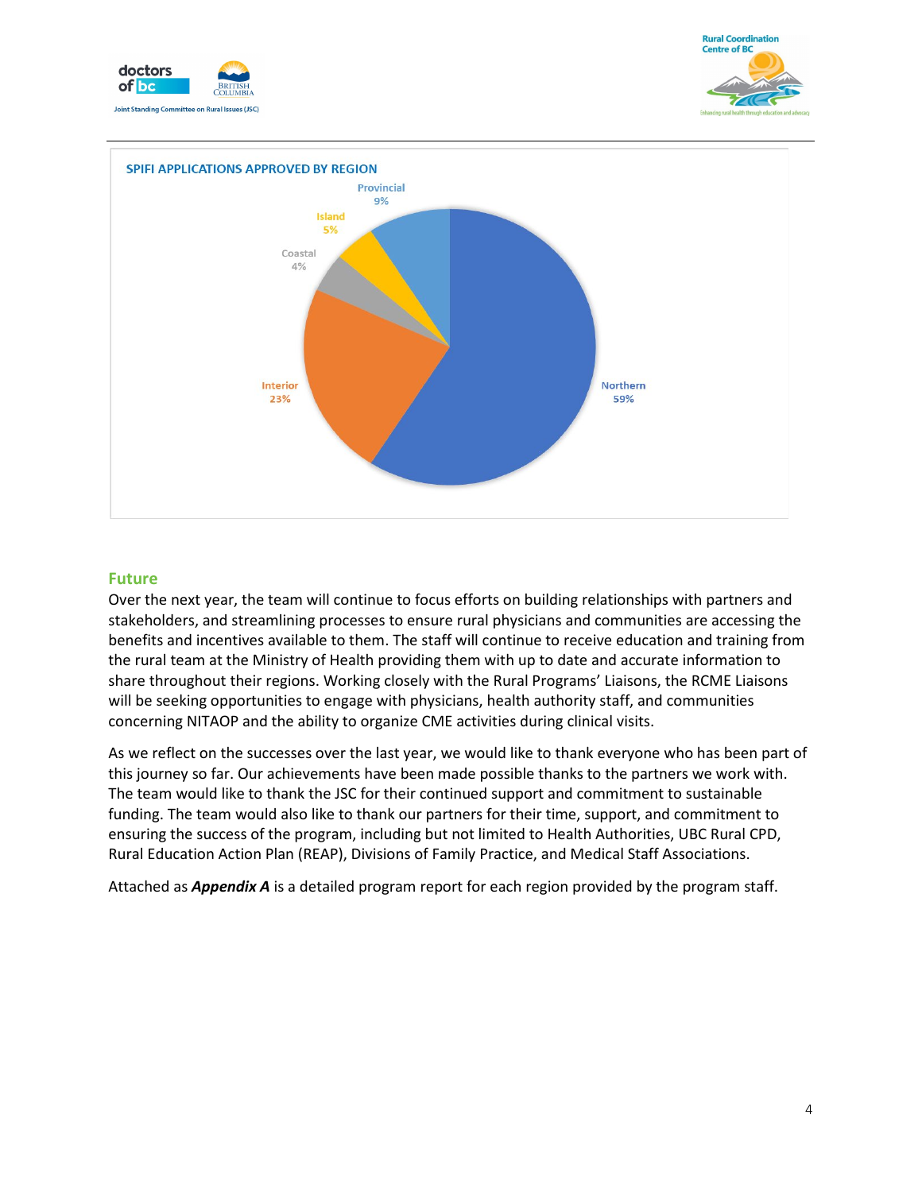**SPIFI APPLICATIONS APPROVED BY REGION**

| Region | Percentage |
|---|---|
| Northern | 59% |
| Interior | 23% |
| Coastal | 4% |
| Island | 5% |
| Provincial | 9% |

## Future

Over the next year, the team will continue to focus efforts on building relationships with partners and stakeholders, and streamlining processes to ensure rural physicians and communities are accessing the benefits and incentives available to them. The staff will continue to receive education and training from the rural team at the Ministry of Health providing them with up to date and accurate information to share throughout their regions. Working closely with the Rural Programs' Liaisons, the RCME Liaisons will be seeking opportunities to engage with physicians, health authority staff, and communities concerning NITAOP and the ability to organize CME activities during clinical visits.

As we reflect on the successes over the last year, we would like to thank everyone who has been part of this journey so far. Our achievements have been made possible thanks to the partners we work with. The team would like to thank the JSC for their continued support and commitment to sustainable funding. The team would also like to thank our partners for their time, support, and commitment to ensuring the success of the program, including but not limited to Health Authorities, UBC Rural CPD, Rural Education Action Plan (REAP), Divisions of Family Practice, and Medical Staff Associations.

Attached as ***Appendix A*** is a detailed program report for each region provided by the program staff.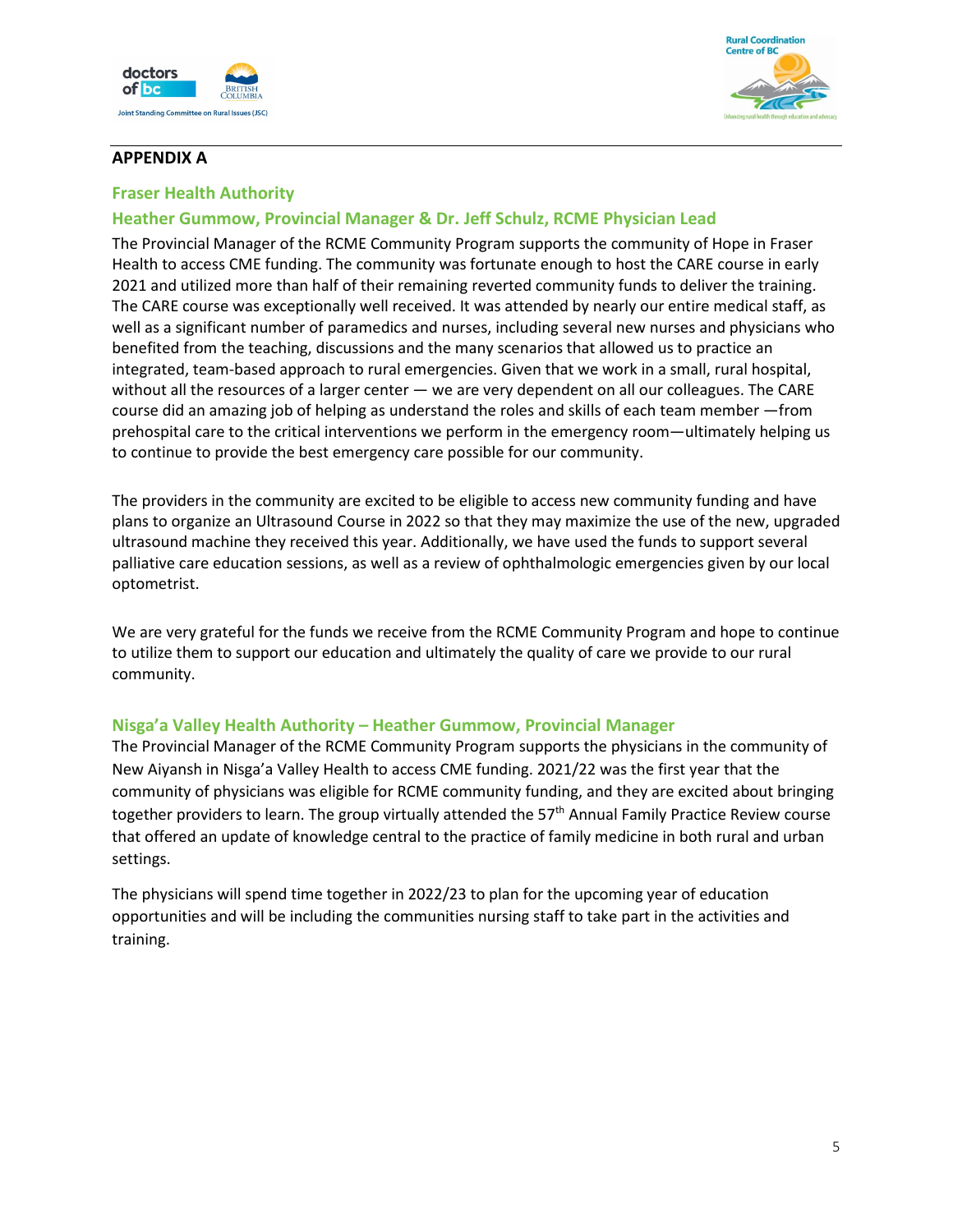## APPENDIX A

### Fraser Health Authority

### Heather Gummow, Provincial Manager & Dr. Jeff Schulz, RCME Physician Lead

The Provincial Manager of the RCME Community Program supports the community of Hope in Fraser Health to access CME funding. The community was fortunate enough to host the CARE course in early 2021 and utilized more than half of their remaining reverted community funds to deliver the training. The CARE course was exceptionally well received. It was attended by nearly our entire medical staff, as well as a significant number of paramedics and nurses, including several new nurses and physicians who benefited from the teaching, discussions and the many scenarios that allowed us to practice an integrated, team-based approach to rural emergencies. Given that we work in a small, rural hospital, without all the resources of a larger center — we are very dependent on all our colleagues. The CARE course did an amazing job of helping as understand the roles and skills of each team member —from prehospital care to the critical interventions we perform in the emergency room—ultimately helping us to continue to provide the best emergency care possible for our community.

The providers in the community are excited to be eligible to access new community funding and have plans to organize an Ultrasound Course in 2022 so that they may maximize the use of the new, upgraded ultrasound machine they received this year. Additionally, we have used the funds to support several palliative care education sessions, as well as a review of ophthalmologic emergencies given by our local optometrist.

We are very grateful for the funds we receive from the RCME Community Program and hope to continue to utilize them to support our education and ultimately the quality of care we provide to our rural community.

### Nisga'a Valley Health Authority – Heather Gummow, Provincial Manager

The Provincial Manager of the RCME Community Program supports the physicians in the community of New Aiyansh in Nisga'a Valley Health to access CME funding. 2021/22 was the first year that the community of physicians was eligible for RCME community funding, and they are excited about bringing together providers to learn. The group virtually attended the 57th Annual Family Practice Review course that offered an update of knowledge central to the practice of family medicine in both rural and urban settings.

The physicians will spend time together in 2022/23 to plan for the upcoming year of education opportunities and will be including the communities nursing staff to take part in the activities and training.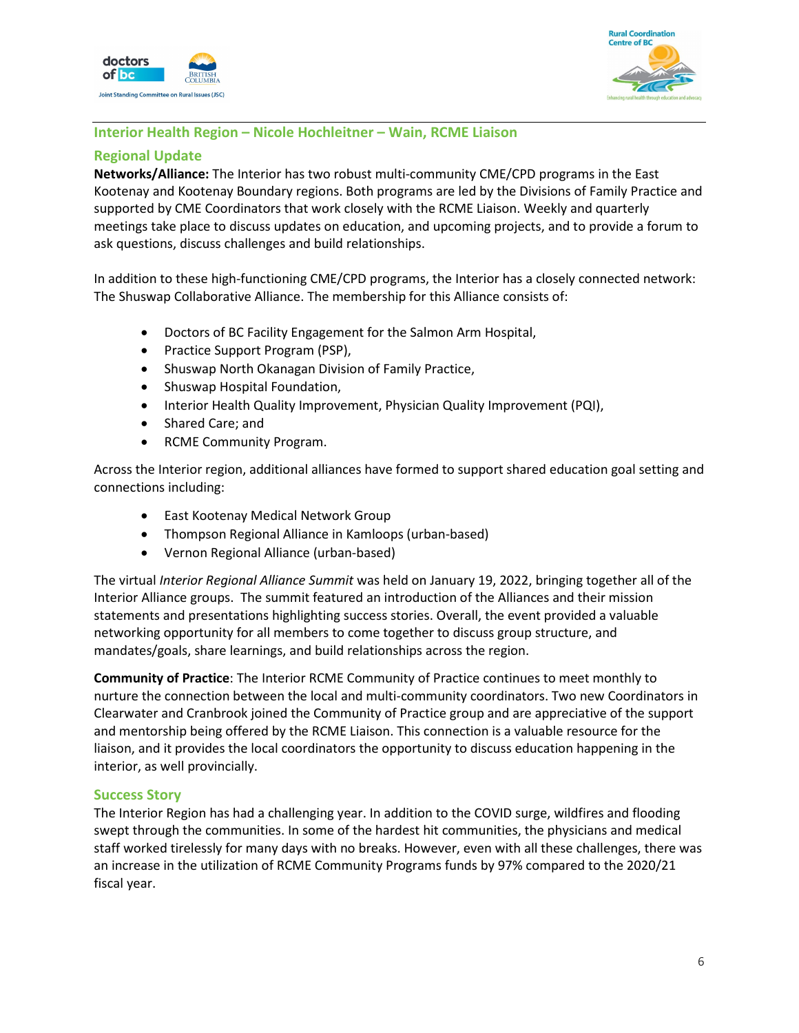## Interior Health Region – Nicole Hochleitner – Wain, RCME Liaison

### Regional Update

**Networks/Alliance:** The Interior has two robust multi-community CME/CPD programs in the East Kootenay and Kootenay Boundary regions. Both programs are led by the Divisions of Family Practice and supported by CME Coordinators that work closely with the RCME Liaison. Weekly and quarterly meetings take place to discuss updates on education, and upcoming projects, and to provide a forum to ask questions, discuss challenges and build relationships.

In addition to these high-functioning CME/CPD programs, the Interior has a closely connected network: The Shuswap Collaborative Alliance. The membership for this Alliance consists of:

- Doctors of BC Facility Engagement for the Salmon Arm Hospital,
- Practice Support Program (PSP),
- Shuswap North Okanagan Division of Family Practice,
- Shuswap Hospital Foundation,
- Interior Health Quality Improvement, Physician Quality Improvement (PQI),
- Shared Care; and
- RCME Community Program.

Across the Interior region, additional alliances have formed to support shared education goal setting and connections including:

- East Kootenay Medical Network Group
- Thompson Regional Alliance in Kamloops (urban-based)
- Vernon Regional Alliance (urban-based)

The virtual *Interior Regional Alliance Summit* was held on January 19, 2022, bringing together all of the Interior Alliance groups. The summit featured an introduction of the Alliances and their mission statements and presentations highlighting success stories. Overall, the event provided a valuable networking opportunity for all members to come together to discuss group structure, and mandates/goals, share learnings, and build relationships across the region.

**Community of Practice**: The Interior RCME Community of Practice continues to meet monthly to nurture the connection between the local and multi-community coordinators. Two new Coordinators in Clearwater and Cranbrook joined the Community of Practice group and are appreciative of the support and mentorship being offered by the RCME Liaison. This connection is a valuable resource for the liaison, and it provides the local coordinators the opportunity to discuss education happening in the interior, as well provincially.

### Success Story

The Interior Region has had a challenging year. In addition to the COVID surge, wildfires and flooding swept through the communities. In some of the hardest hit communities, the physicians and medical staff worked tirelessly for many days with no breaks. However, even with all these challenges, there was an increase in the utilization of RCME Community Programs funds by 97% compared to the 2020/21 fiscal year.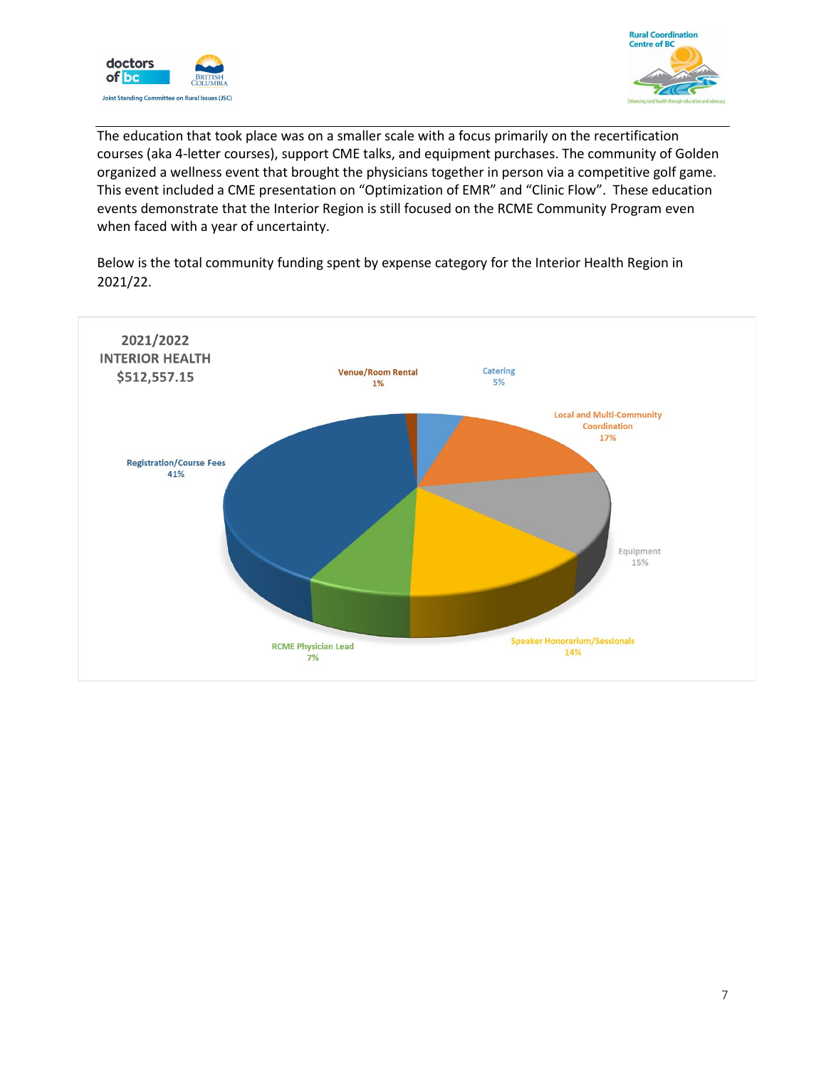The education that took place was on a smaller scale with a focus primarily on the recertification courses (aka 4-letter courses), support CME talks, and equipment purchases. The community of Golden organized a wellness event that brought the physicians together in person via a competitive golf game. This event included a CME presentation on "Optimization of EMR" and "Clinic Flow". These education events demonstrate that the Interior Region is still focused on the RCME Community Program even when faced with a year of uncertainty.

Below is the total community funding spent by expense category for the Interior Health Region in 2021/22.

**2021/2022 INTERIOR HEALTH $512,557.15**

| Expense Category | Percentage |
| --- | --- |
| Registration/Course Fees | 41% |
| Local and Multi-Community Coordination | 17% |
| Equipment | 15% |
| Speaker Honorarium/Sessionals | 14% |
| RCME Physician Lead | 7% |
| Catering | 5% |
| Venue/Room Rental | 1% |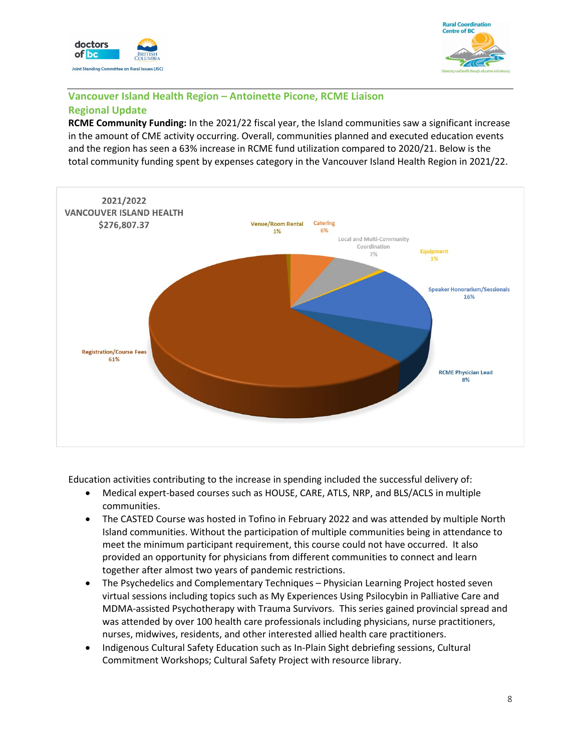## Vancouver Island Health Region – Antoinette Picone, RCME Liaison

## Regional Update

**RCME Community Funding:** In the 2021/22 fiscal year, the Island communities saw a significant increase in the amount of CME activity occurring. Overall, communities planned and executed education events and the region has seen a 63% increase in RCME fund utilization compared to 2020/21. Below is the total community funding spent by expenses category in the Vancouver Island Health Region in 2021/22.

2021/2022
VANCOUVER ISLAND HEALTH
$276,807.37

| Category | Percentage |
| --- | --- |
| Registration/Course Fees | 61% |
| Speaker Honorarium/Sessionals | 16% |
| RCME Physician Lead | 8% |
| Local and Multi-Community Coordination | 7% |
| Catering | 6% |
| Venue/Room Rental | 1% |
| Equipment | 1% |

Education activities contributing to the increase in spending included the successful delivery of:

- Medical expert-based courses such as HOUSE, CARE, ATLS, NRP, and BLS/ACLS in multiple communities.
- The CASTED Course was hosted in Tofino in February 2022 and was attended by multiple North Island communities. Without the participation of multiple communities being in attendance to meet the minimum participant requirement, this course could not have occurred. It also provided an opportunity for physicians from different communities to connect and learn together after almost two years of pandemic restrictions.
- The Psychedelics and Complementary Techniques – Physician Learning Project hosted seven virtual sessions including topics such as My Experiences Using Psilocybin in Palliative Care and MDMA-assisted Psychotherapy with Trauma Survivors. This series gained provincial spread and was attended by over 100 health care professionals including physicians, nurse practitioners, nurses, midwives, residents, and other interested allied health care practitioners.
- Indigenous Cultural Safety Education such as In-Plain Sight debriefing sessions, Cultural Commitment Workshops; Cultural Safety Project with resource library.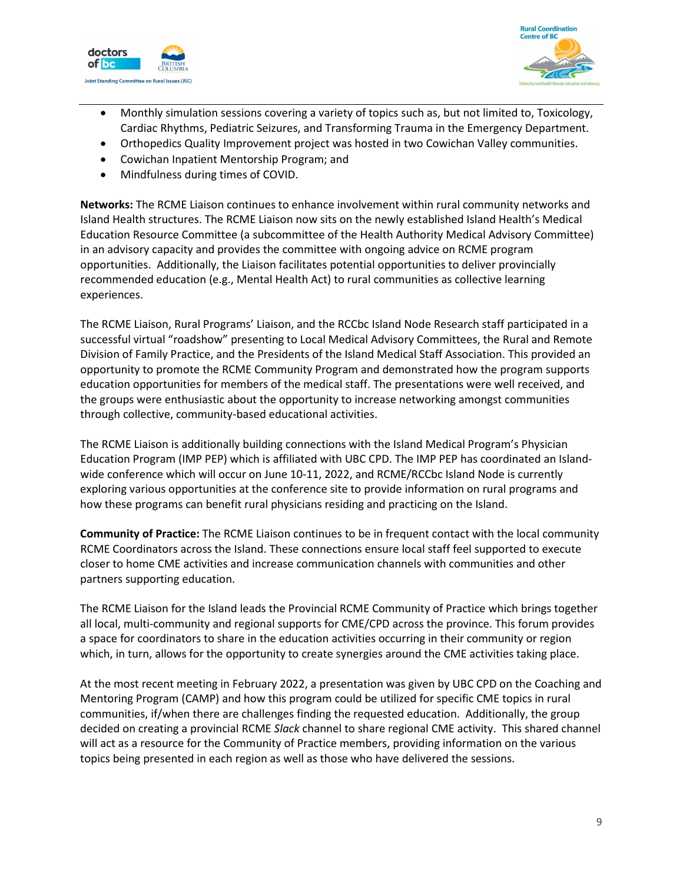- Monthly simulation sessions covering a variety of topics such as, but not limited to, Toxicology, Cardiac Rhythms, Pediatric Seizures, and Transforming Trauma in the Emergency Department.
- Orthopedics Quality Improvement project was hosted in two Cowichan Valley communities.
- Cowichan Inpatient Mentorship Program; and
- Mindfulness during times of COVID.

**Networks:** The RCME Liaison continues to enhance involvement within rural community networks and Island Health structures. The RCME Liaison now sits on the newly established Island Health's Medical Education Resource Committee (a subcommittee of the Health Authority Medical Advisory Committee) in an advisory capacity and provides the committee with ongoing advice on RCME program opportunities. Additionally, the Liaison facilitates potential opportunities to deliver provincially recommended education (e.g., Mental Health Act) to rural communities as collective learning experiences.

The RCME Liaison, Rural Programs' Liaison, and the RCCbc Island Node Research staff participated in a successful virtual "roadshow" presenting to Local Medical Advisory Committees, the Rural and Remote Division of Family Practice, and the Presidents of the Island Medical Staff Association. This provided an opportunity to promote the RCME Community Program and demonstrated how the program supports education opportunities for members of the medical staff. The presentations were well received, and the groups were enthusiastic about the opportunity to increase networking amongst communities through collective, community-based educational activities.

The RCME Liaison is additionally building connections with the Island Medical Program's Physician Education Program (IMP PEP) which is affiliated with UBC CPD. The IMP PEP has coordinated an Island-wide conference which will occur on June 10-11, 2022, and RCME/RCCbc Island Node is currently exploring various opportunities at the conference site to provide information on rural programs and how these programs can benefit rural physicians residing and practicing on the Island.

**Community of Practice:** The RCME Liaison continues to be in frequent contact with the local community RCME Coordinators across the Island. These connections ensure local staff feel supported to execute closer to home CME activities and increase communication channels with communities and other partners supporting education.

The RCME Liaison for the Island leads the Provincial RCME Community of Practice which brings together all local, multi-community and regional supports for CME/CPD across the province. This forum provides a space for coordinators to share in the education activities occurring in their community or region which, in turn, allows for the opportunity to create synergies around the CME activities taking place.

At the most recent meeting in February 2022, a presentation was given by UBC CPD on the Coaching and Mentoring Program (CAMP) and how this program could be utilized for specific CME topics in rural communities, if/when there are challenges finding the requested education. Additionally, the group decided on creating a provincial RCME *Slack* channel to share regional CME activity. This shared channel will act as a resource for the Community of Practice members, providing information on the various topics being presented in each region as well as those who have delivered the sessions.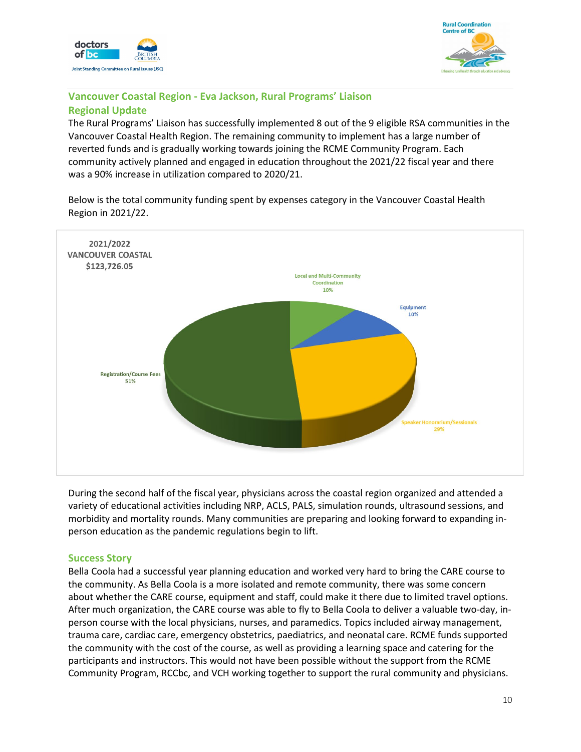## Vancouver Coastal Region - Eva Jackson, Rural Programs' Liaison

## Regional Update

The Rural Programs' Liaison has successfully implemented 8 out of the 9 eligible RSA communities in the Vancouver Coastal Health Region. The remaining community to implement has a large number of reverted funds and is gradually working towards joining the RCME Community Program. Each community actively planned and engaged in education throughout the 2021/22 fiscal year and there was a 90% increase in utilization compared to 2020/21.

Below is the total community funding spent by expenses category in the Vancouver Coastal Health Region in 2021/22.

2021/2022
VANCOUVER COASTAL
$123,726.05

| Category | Percentage |
|---|---|
| Local and Multi-Community Coordination | 10% |
| Equipment | 10% |
| Speaker Honorarium/Sessionals | 29% |
| Registration/Course Fees | 51% |

During the second half of the fiscal year, physicians across the coastal region organized and attended a variety of educational activities including NRP, ACLS, PALS, simulation rounds, ultrasound sessions, and morbidity and mortality rounds. Many communities are preparing and looking forward to expanding in-person education as the pandemic regulations begin to lift.

## Success Story

Bella Coola had a successful year planning education and worked very hard to bring the CARE course to the community. As Bella Coola is a more isolated and remote community, there was some concern about whether the CARE course, equipment and staff, could make it there due to limited travel options. After much organization, the CARE course was able to fly to Bella Coola to deliver a valuable two-day, in-person course with the local physicians, nurses, and paramedics. Topics included airway management, trauma care, cardiac care, emergency obstetrics, paediatrics, and neonatal care. RCME funds supported the community with the cost of the course, as well as providing a learning space and catering for the participants and instructors. This would not have been possible without the support from the RCME Community Program, RCCbc, and VCH working together to support the rural community and physicians.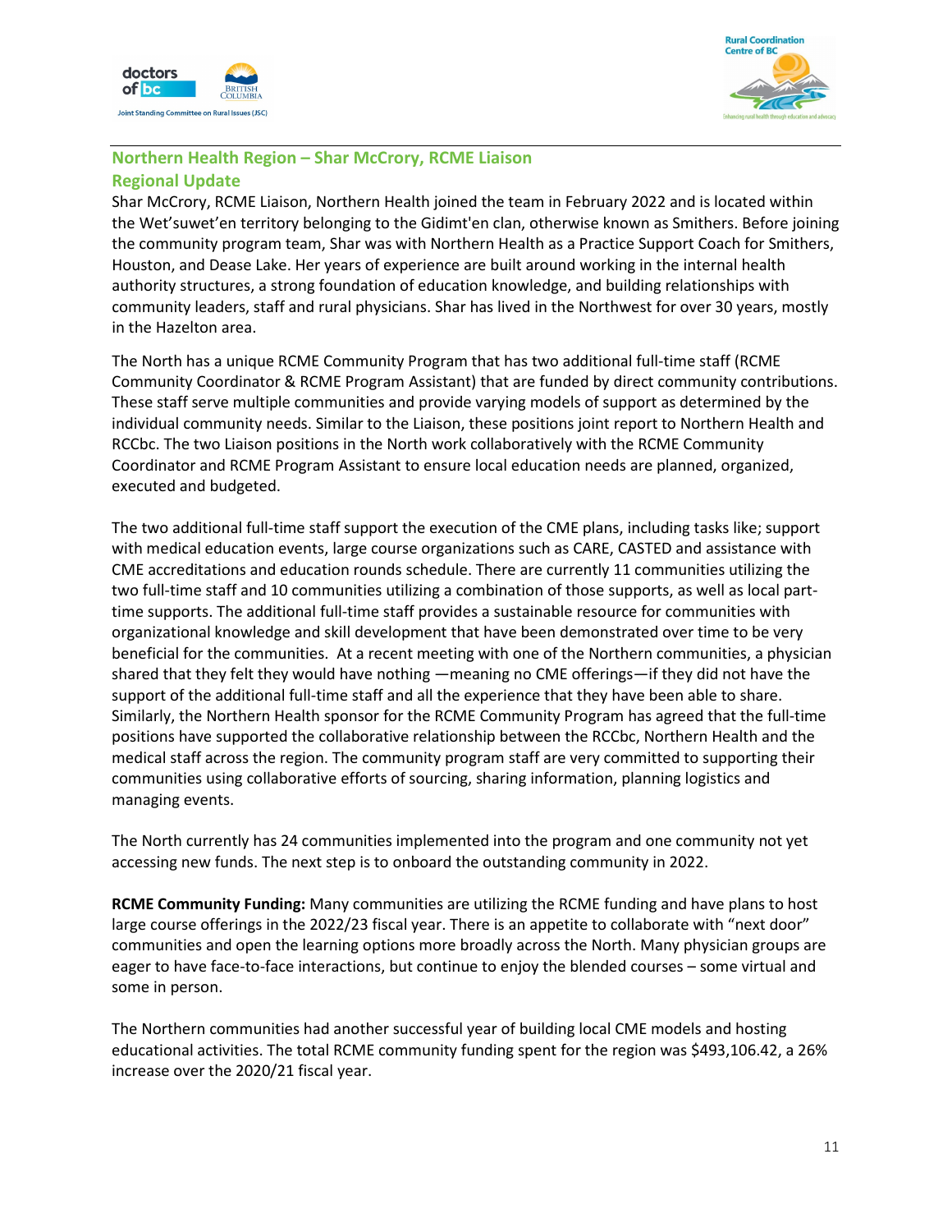## Northern Health Region – Shar McCrory, RCME Liaison

### Regional Update

Shar McCrory, RCME Liaison, Northern Health joined the team in February 2022 and is located within the Wet'suwet'en territory belonging to the Gidimt'en clan, otherwise known as Smithers. Before joining the community program team, Shar was with Northern Health as a Practice Support Coach for Smithers, Houston, and Dease Lake. Her years of experience are built around working in the internal health authority structures, a strong foundation of education knowledge, and building relationships with community leaders, staff and rural physicians. Shar has lived in the Northwest for over 30 years, mostly in the Hazelton area.

The North has a unique RCME Community Program that has two additional full-time staff (RCME Community Coordinator & RCME Program Assistant) that are funded by direct community contributions. These staff serve multiple communities and provide varying models of support as determined by the individual community needs. Similar to the Liaison, these positions joint report to Northern Health and RCCbc. The two Liaison positions in the North work collaboratively with the RCME Community Coordinator and RCME Program Assistant to ensure local education needs are planned, organized, executed and budgeted.

The two additional full-time staff support the execution of the CME plans, including tasks like; support with medical education events, large course organizations such as CARE, CASTED and assistance with CME accreditations and education rounds schedule. There are currently 11 communities utilizing the two full-time staff and 10 communities utilizing a combination of those supports, as well as local part-time supports. The additional full-time staff provides a sustainable resource for communities with organizational knowledge and skill development that have been demonstrated over time to be very beneficial for the communities. At a recent meeting with one of the Northern communities, a physician shared that they felt they would have nothing —meaning no CME offerings—if they did not have the support of the additional full-time staff and all the experience that they have been able to share. Similarly, the Northern Health sponsor for the RCME Community Program has agreed that the full-time positions have supported the collaborative relationship between the RCCbc, Northern Health and the medical staff across the region. The community program staff are very committed to supporting their communities using collaborative efforts of sourcing, sharing information, planning logistics and managing events.

The North currently has 24 communities implemented into the program and one community not yet accessing new funds. The next step is to onboard the outstanding community in 2022.

**RCME Community Funding:** Many communities are utilizing the RCME funding and have plans to host large course offerings in the 2022/23 fiscal year. There is an appetite to collaborate with "next door" communities and open the learning options more broadly across the North. Many physician groups are eager to have face-to-face interactions, but continue to enjoy the blended courses – some virtual and some in person.

The Northern communities had another successful year of building local CME models and hosting educational activities. The total RCME community funding spent for the region was $493,106.42, a 26% increase over the 2020/21 fiscal year.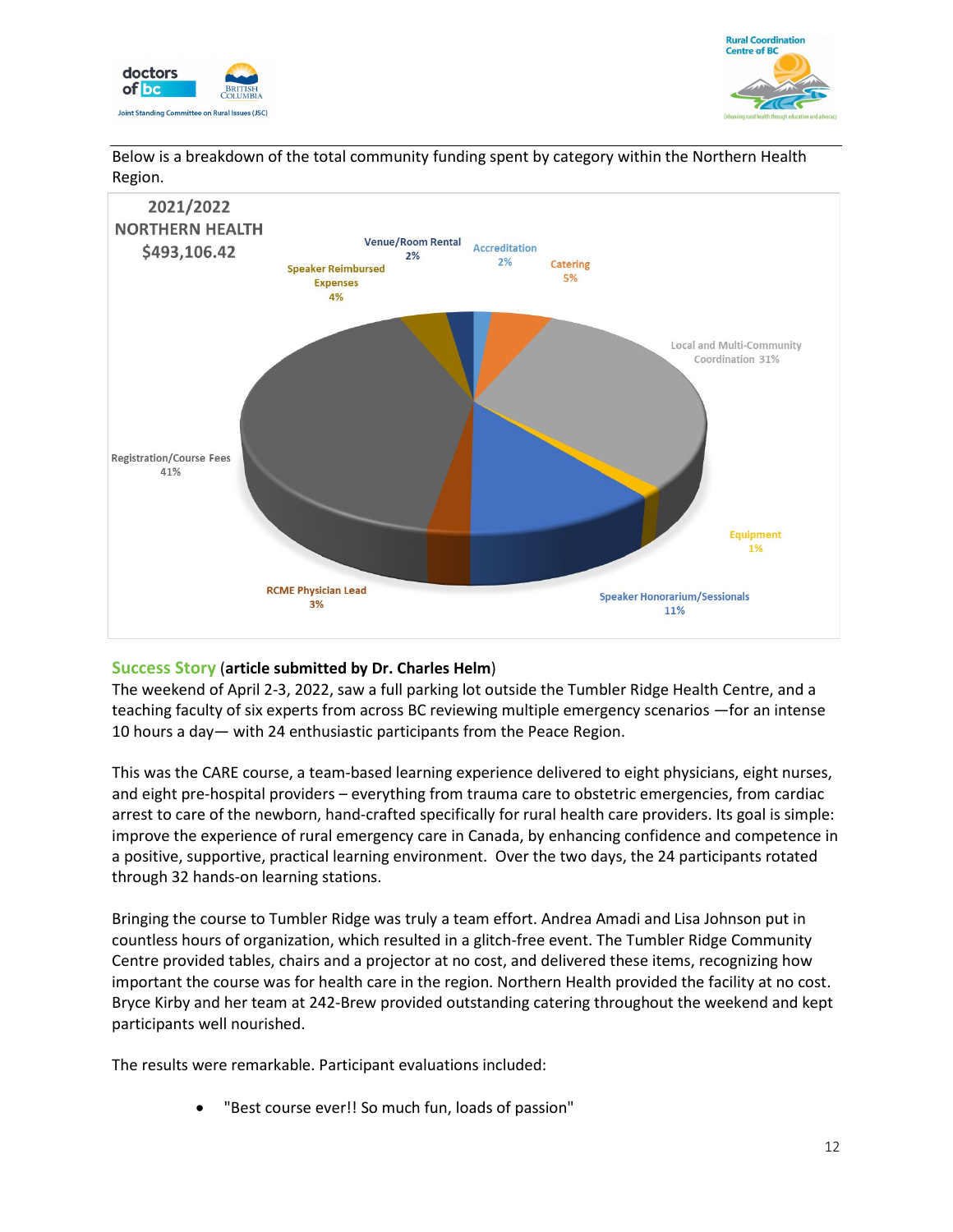Below is a breakdown of the total community funding spent by category within the Northern Health Region.

**2021/2022 NORTHERN HEALTH $493,106.42**

| Category | Percentage |
| --- | --- |
| Registration/Course Fees | 41% |
| Local and Multi-Community Coordination | 31% |
| Speaker Honorarium/Sessionals | 11% |
| Catering | 5% |
| Speaker Reimbursed Expenses | 4% |
| RCME Physician Lead | 3% |
| Venue/Room Rental | 2% |
| Accreditation | 2% |
| Equipment | 1% |

**Success Story** (**article submitted by Dr. Charles Helm**)

The weekend of April 2-3, 2022, saw a full parking lot outside the Tumbler Ridge Health Centre, and a teaching faculty of six experts from across BC reviewing multiple emergency scenarios —for an intense 10 hours a day— with 24 enthusiastic participants from the Peace Region.

This was the CARE course, a team-based learning experience delivered to eight physicians, eight nurses, and eight pre-hospital providers – everything from trauma care to obstetric emergencies, from cardiac arrest to care of the newborn, hand-crafted specifically for rural health care providers. Its goal is simple: improve the experience of rural emergency care in Canada, by enhancing confidence and competence in a positive, supportive, practical learning environment. Over the two days, the 24 participants rotated through 32 hands-on learning stations.

Bringing the course to Tumbler Ridge was truly a team effort. Andrea Amadi and Lisa Johnson put in countless hours of organization, which resulted in a glitch-free event. The Tumbler Ridge Community Centre provided tables, chairs and a projector at no cost, and delivered these items, recognizing how important the course was for health care in the region. Northern Health provided the facility at no cost. Bryce Kirby and her team at 242-Brew provided outstanding catering throughout the weekend and kept participants well nourished.

The results were remarkable. Participant evaluations included:

- "Best course ever!! So much fun, loads of passion"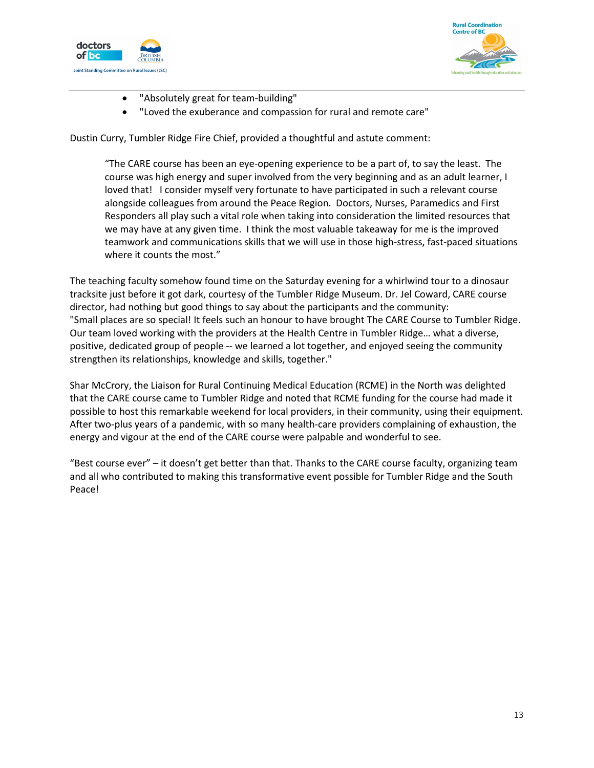- "Absolutely great for team-building"
- "Loved the exuberance and compassion for rural and remote care"

Dustin Curry, Tumbler Ridge Fire Chief, provided a thoughtful and astute comment:

> "The CARE course has been an eye-opening experience to be a part of, to say the least. The course was high energy and super involved from the very beginning and as an adult learner, I loved that! I consider myself very fortunate to have participated in such a relevant course alongside colleagues from around the Peace Region. Doctors, Nurses, Paramedics and First Responders all play such a vital role when taking into consideration the limited resources that we may have at any given time. I think the most valuable takeaway for me is the improved teamwork and communications skills that we will use in those high-stress, fast-paced situations where it counts the most."

The teaching faculty somehow found time on the Saturday evening for a whirlwind tour to a dinosaur tracksite just before it got dark, courtesy of the Tumbler Ridge Museum. Dr. Jel Coward, CARE course director, had nothing but good things to say about the participants and the community: "Small places are so special! It feels such an honour to have brought The CARE Course to Tumbler Ridge. Our team loved working with the providers at the Health Centre in Tumbler Ridge… what a diverse, positive, dedicated group of people -- we learned a lot together, and enjoyed seeing the community strengthen its relationships, knowledge and skills, together."

Shar McCrory, the Liaison for Rural Continuing Medical Education (RCME) in the North was delighted that the CARE course came to Tumbler Ridge and noted that RCME funding for the course had made it possible to host this remarkable weekend for local providers, in their community, using their equipment. After two-plus years of a pandemic, with so many health-care providers complaining of exhaustion, the energy and vigour at the end of the CARE course were palpable and wonderful to see.

"Best course ever" – it doesn't get better than that. Thanks to the CARE course faculty, organizing team and all who contributed to making this transformative event possible for Tumbler Ridge and the South Peace!